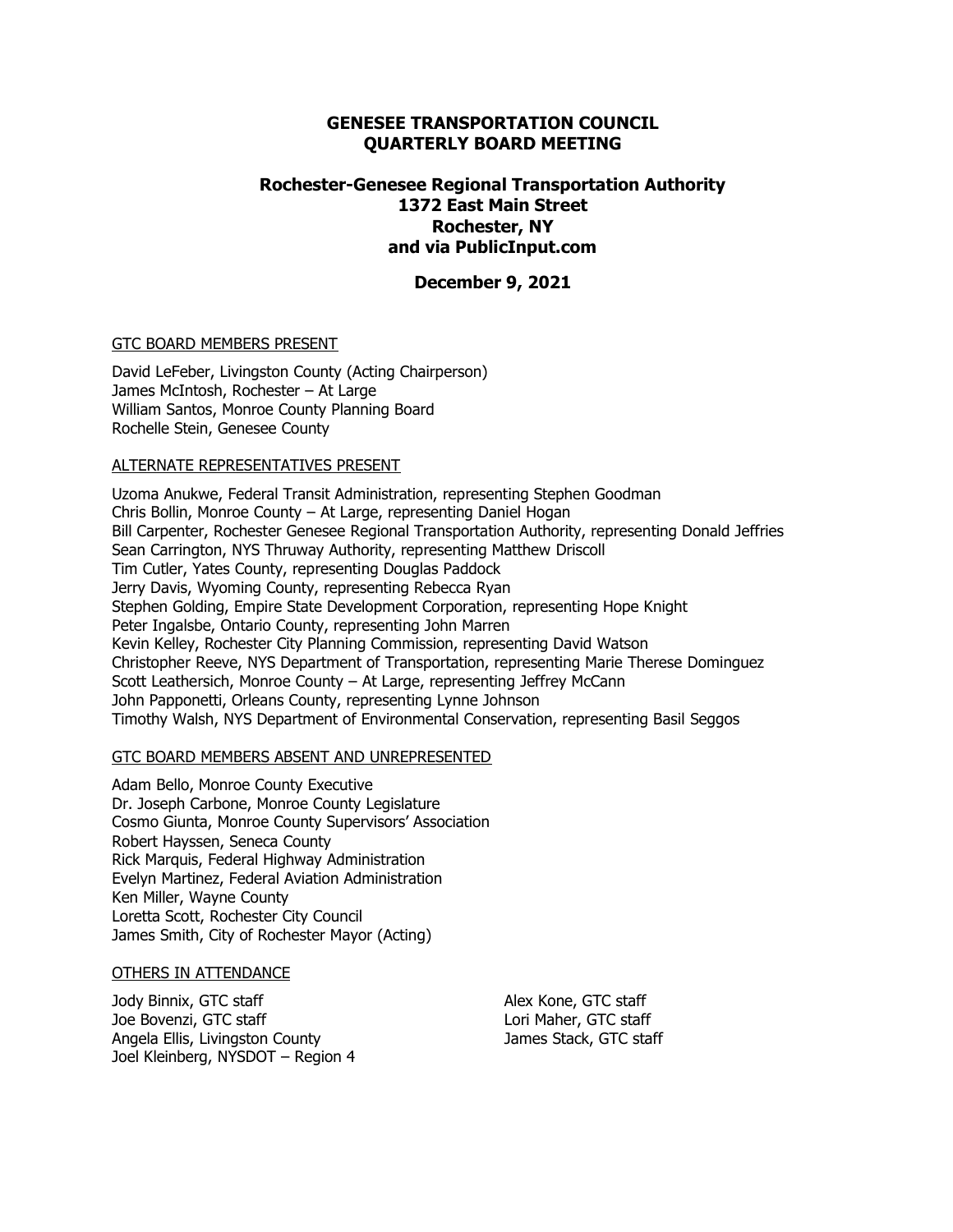# GENESEE TRANSPORTATION COUNCIL
# QUARTERLY BOARD MEETING

## Rochester-Genesee Regional Transportation Authority
## 1372 East Main Street
## Rochester, NY
## and via PublicInput.com

## December 9, 2021

GTC BOARD MEMBERS PRESENT

David LeFeber, Livingston County (Acting Chairperson)
James McIntosh, Rochester – At Large
William Santos, Monroe County Planning Board
Rochelle Stein, Genesee County

ALTERNATE REPRESENTATIVES PRESENT

Uzoma Anukwe, Federal Transit Administration, representing Stephen Goodman
Chris Bollin, Monroe County – At Large, representing Daniel Hogan
Bill Carpenter, Rochester Genesee Regional Transportation Authority, representing Donald Jeffries
Sean Carrington, NYS Thruway Authority, representing Matthew Driscoll
Tim Cutler, Yates County, representing Douglas Paddock
Jerry Davis, Wyoming County, representing Rebecca Ryan
Stephen Golding, Empire State Development Corporation, representing Hope Knight
Peter Ingalsbe, Ontario County, representing John Marren
Kevin Kelley, Rochester City Planning Commission, representing David Watson
Christopher Reeve, NYS Department of Transportation, representing Marie Therese Dominguez
Scott Leathersich, Monroe County – At Large, representing Jeffrey McCann
John Papponetti, Orleans County, representing Lynne Johnson
Timothy Walsh, NYS Department of Environmental Conservation, representing Basil Seggos

GTC BOARD MEMBERS ABSENT AND UNREPRESENTED

Adam Bello, Monroe County Executive
Dr. Joseph Carbone, Monroe County Legislature
Cosmo Giunta, Monroe County Supervisors' Association
Robert Hayssen, Seneca County
Rick Marquis, Federal Highway Administration
Evelyn Martinez, Federal Aviation Administration
Ken Miller, Wayne County
Loretta Scott, Rochester City Council
James Smith, City of Rochester Mayor (Acting)

OTHERS IN ATTENDANCE

Jody Binnix, GTC staff
Joe Bovenzi, GTC staff
Angela Ellis, Livingston County
Joel Kleinberg, NYSDOT – Region 4
Alex Kone, GTC staff
Lori Maher, GTC staff
James Stack, GTC staff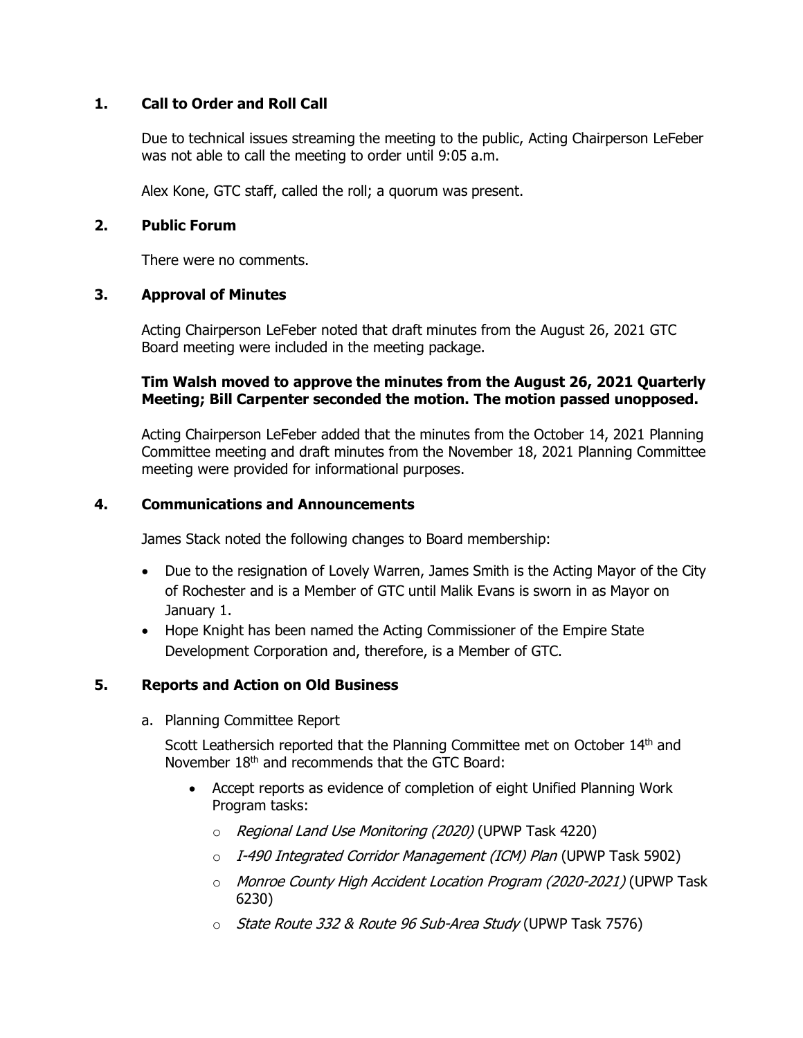## 1. Call to Order and Roll Call

Due to technical issues streaming the meeting to the public, Acting Chairperson LeFeber was not able to call the meeting to order until 9:05 a.m.

Alex Kone, GTC staff, called the roll; a quorum was present.

## 2. Public Forum

There were no comments.

## 3. Approval of Minutes

Acting Chairperson LeFeber noted that draft minutes from the August 26, 2021 GTC Board meeting were included in the meeting package.

**Tim Walsh moved to approve the minutes from the August 26, 2021 Quarterly Meeting; Bill Carpenter seconded the motion. The motion passed unopposed.**

Acting Chairperson LeFeber added that the minutes from the October 14, 2021 Planning Committee meeting and draft minutes from the November 18, 2021 Planning Committee meeting were provided for informational purposes.

## 4. Communications and Announcements

James Stack noted the following changes to Board membership:

- Due to the resignation of Lovely Warren, James Smith is the Acting Mayor of the City of Rochester and is a Member of GTC until Malik Evans is sworn in as Mayor on January 1.
- Hope Knight has been named the Acting Commissioner of the Empire State Development Corporation and, therefore, is a Member of GTC.

## 5. Reports and Action on Old Business

a. Planning Committee Report

Scott Leathersich reported that the Planning Committee met on October 14th and November 18th and recommends that the GTC Board:

- Accept reports as evidence of completion of eight Unified Planning Work Program tasks:
  - *Regional Land Use Monitoring (2020)* (UPWP Task 4220)
  - *I-490 Integrated Corridor Management (ICM) Plan* (UPWP Task 5902)
  - *Monroe County High Accident Location Program (2020-2021)* (UPWP Task 6230)
  - *State Route 332 & Route 96 Sub-Area Study* (UPWP Task 7576)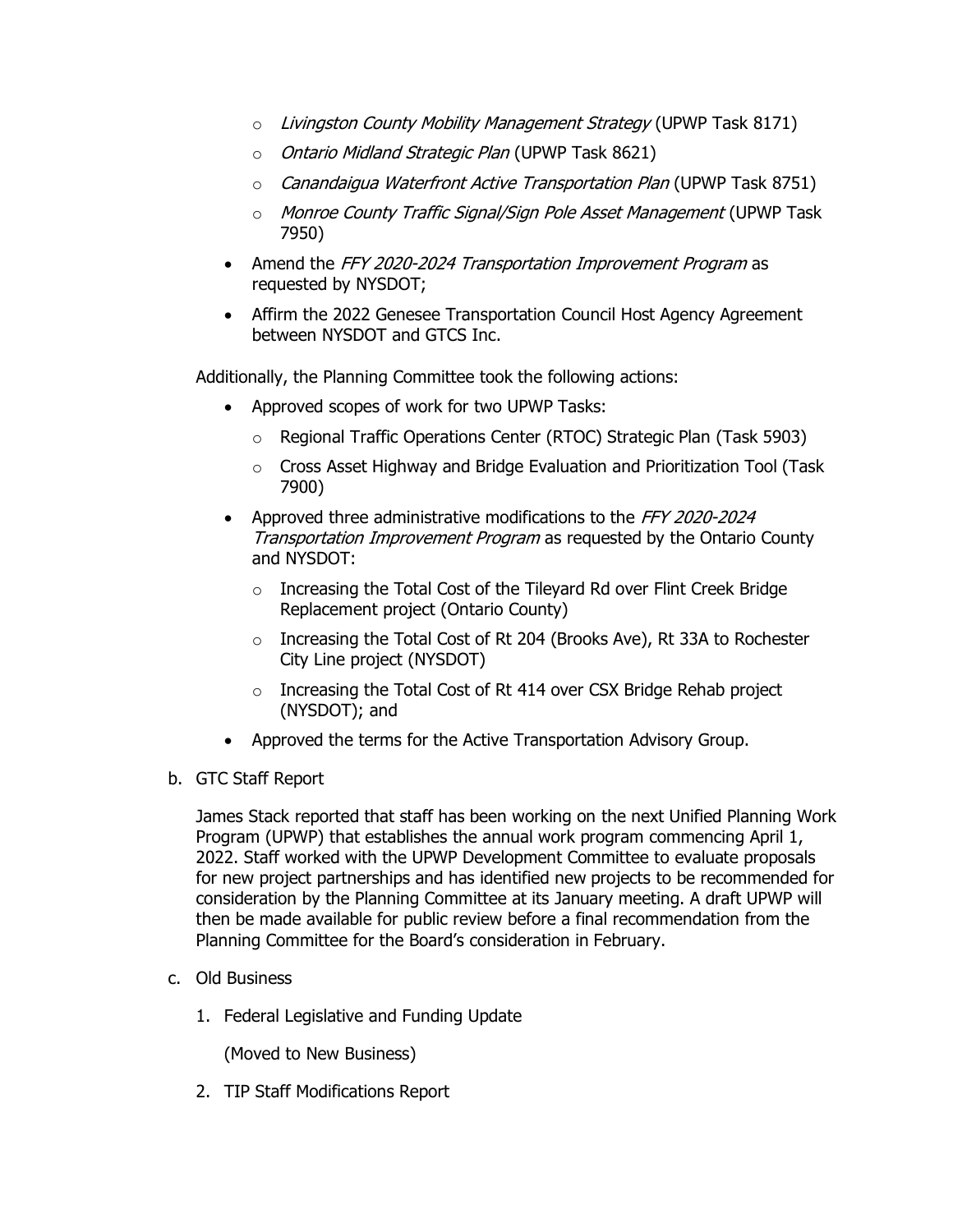- *Livingston County Mobility Management Strategy* (UPWP Task 8171)
  - *Ontario Midland Strategic Plan* (UPWP Task 8621)
  - *Canandaigua Waterfront Active Transportation Plan* (UPWP Task 8751)
  - *Monroe County Traffic Signal/Sign Pole Asset Management* (UPWP Task 7950)
- Amend the *FFY 2020-2024 Transportation Improvement Program* as requested by NYSDOT;
- Affirm the 2022 Genesee Transportation Council Host Agency Agreement between NYSDOT and GTCS Inc.

Additionally, the Planning Committee took the following actions:

- Approved scopes of work for two UPWP Tasks:
  - Regional Traffic Operations Center (RTOC) Strategic Plan (Task 5903)
  - Cross Asset Highway and Bridge Evaluation and Prioritization Tool (Task 7900)
- Approved three administrative modifications to the *FFY 2020-2024 Transportation Improvement Program* as requested by the Ontario County and NYSDOT:
  - Increasing the Total Cost of the Tileyard Rd over Flint Creek Bridge Replacement project (Ontario County)
  - Increasing the Total Cost of Rt 204 (Brooks Ave), Rt 33A to Rochester City Line project (NYSDOT)
  - Increasing the Total Cost of Rt 414 over CSX Bridge Rehab project (NYSDOT); and
- Approved the terms for the Active Transportation Advisory Group.

b. GTC Staff Report

James Stack reported that staff has been working on the next Unified Planning Work Program (UPWP) that establishes the annual work program commencing April 1, 2022. Staff worked with the UPWP Development Committee to evaluate proposals for new project partnerships and has identified new projects to be recommended for consideration by the Planning Committee at its January meeting. A draft UPWP will then be made available for public review before a final recommendation from the Planning Committee for the Board's consideration in February.

c. Old Business

1. Federal Legislative and Funding Update

   (Moved to New Business)

2. TIP Staff Modifications Report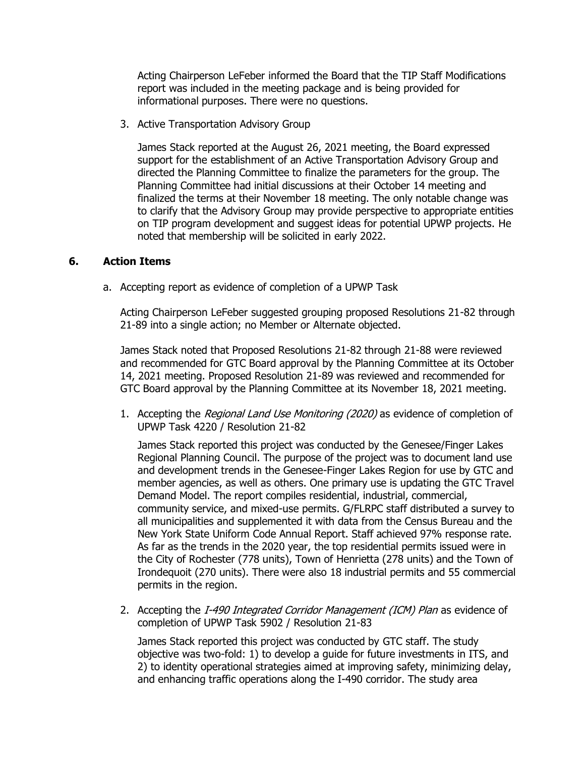Acting Chairperson LeFeber informed the Board that the TIP Staff Modifications report was included in the meeting package and is being provided for informational purposes. There were no questions.

3. Active Transportation Advisory Group

   James Stack reported at the August 26, 2021 meeting, the Board expressed support for the establishment of an Active Transportation Advisory Group and directed the Planning Committee to finalize the parameters for the group. The Planning Committee had initial discussions at their October 14 meeting and finalized the terms at their November 18 meeting. The only notable change was to clarify that the Advisory Group may provide perspective to appropriate entities on TIP program development and suggest ideas for potential UPWP projects. He noted that membership will be solicited in early 2022.

## 6. Action Items

a. Accepting report as evidence of completion of a UPWP Task

   Acting Chairperson LeFeber suggested grouping proposed Resolutions 21-82 through 21-89 into a single action; no Member or Alternate objected.

   James Stack noted that Proposed Resolutions 21-82 through 21-88 were reviewed and recommended for GTC Board approval by the Planning Committee at its October 14, 2021 meeting. Proposed Resolution 21-89 was reviewed and recommended for GTC Board approval by the Planning Committee at its November 18, 2021 meeting.

   1. Accepting the *Regional Land Use Monitoring (2020)* as evidence of completion of UPWP Task 4220 / Resolution 21-82

      James Stack reported this project was conducted by the Genesee/Finger Lakes Regional Planning Council. The purpose of the project was to document land use and development trends in the Genesee-Finger Lakes Region for use by GTC and member agencies, as well as others. One primary use is updating the GTC Travel Demand Model. The report compiles residential, industrial, commercial, community service, and mixed-use permits. G/FLRPC staff distributed a survey to all municipalities and supplemented it with data from the Census Bureau and the New York State Uniform Code Annual Report. Staff achieved 97% response rate. As far as the trends in the 2020 year, the top residential permits issued were in the City of Rochester (778 units), Town of Henrietta (278 units) and the Town of Irondequoit (270 units). There were also 18 industrial permits and 55 commercial permits in the region.

   2. Accepting the *I-490 Integrated Corridor Management (ICM) Plan* as evidence of completion of UPWP Task 5902 / Resolution 21-83

      James Stack reported this project was conducted by GTC staff. The study objective was two-fold: 1) to develop a guide for future investments in ITS, and 2) to identity operational strategies aimed at improving safety, minimizing delay, and enhancing traffic operations along the I-490 corridor. The study area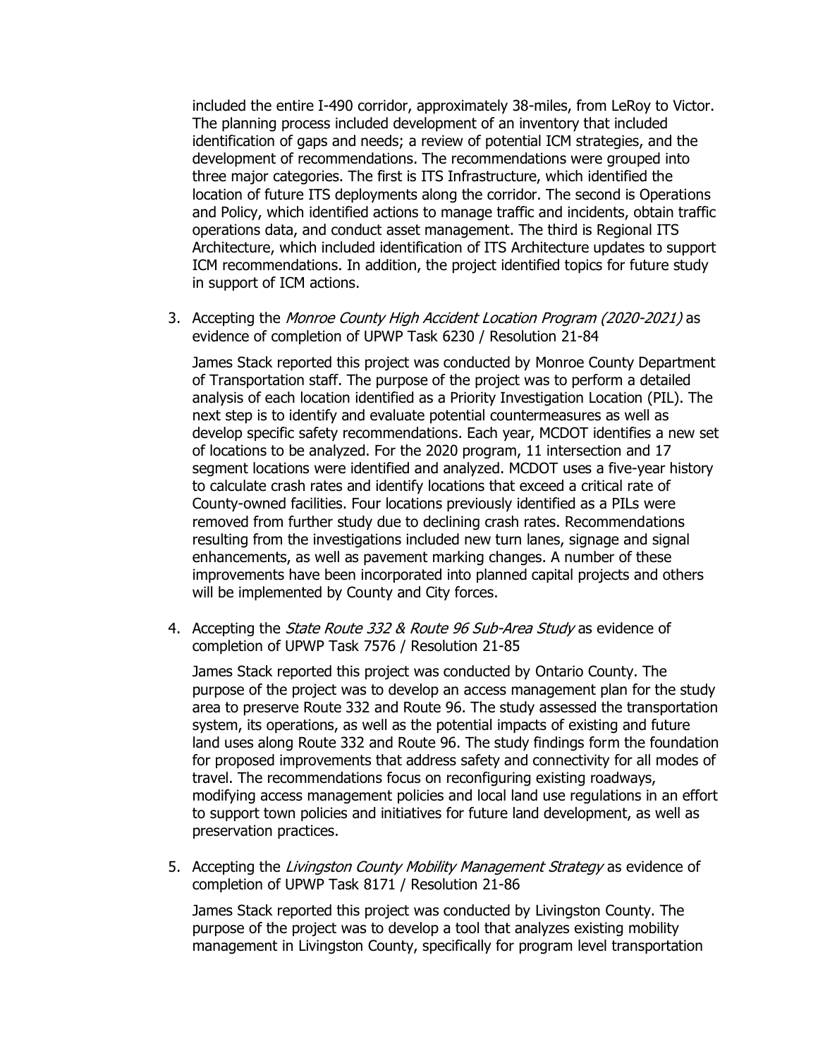included the entire I-490 corridor, approximately 38-miles, from LeRoy to Victor. The planning process included development of an inventory that included identification of gaps and needs; a review of potential ICM strategies, and the development of recommendations. The recommendations were grouped into three major categories. The first is ITS Infrastructure, which identified the location of future ITS deployments along the corridor. The second is Operations and Policy, which identified actions to manage traffic and incidents, obtain traffic operations data, and conduct asset management. The third is Regional ITS Architecture, which included identification of ITS Architecture updates to support ICM recommendations. In addition, the project identified topics for future study in support of ICM actions.

3. Accepting the *Monroe County High Accident Location Program (2020-2021)* as evidence of completion of UPWP Task 6230 / Resolution 21-84

   James Stack reported this project was conducted by Monroe County Department of Transportation staff. The purpose of the project was to perform a detailed analysis of each location identified as a Priority Investigation Location (PIL). The next step is to identify and evaluate potential countermeasures as well as develop specific safety recommendations. Each year, MCDOT identifies a new set of locations to be analyzed. For the 2020 program, 11 intersection and 17 segment locations were identified and analyzed. MCDOT uses a five-year history to calculate crash rates and identify locations that exceed a critical rate of County-owned facilities. Four locations previously identified as a PILs were removed from further study due to declining crash rates. Recommendations resulting from the investigations included new turn lanes, signage and signal enhancements, as well as pavement marking changes. A number of these improvements have been incorporated into planned capital projects and others will be implemented by County and City forces.

4. Accepting the *State Route 332 & Route 96 Sub-Area Study* as evidence of completion of UPWP Task 7576 / Resolution 21-85

   James Stack reported this project was conducted by Ontario County. The purpose of the project was to develop an access management plan for the study area to preserve Route 332 and Route 96. The study assessed the transportation system, its operations, as well as the potential impacts of existing and future land uses along Route 332 and Route 96. The study findings form the foundation for proposed improvements that address safety and connectivity for all modes of travel. The recommendations focus on reconfiguring existing roadways, modifying access management policies and local land use regulations in an effort to support town policies and initiatives for future land development, as well as preservation practices.

5. Accepting the *Livingston County Mobility Management Strategy* as evidence of completion of UPWP Task 8171 / Resolution 21-86

   James Stack reported this project was conducted by Livingston County. The purpose of the project was to develop a tool that analyzes existing mobility management in Livingston County, specifically for program level transportation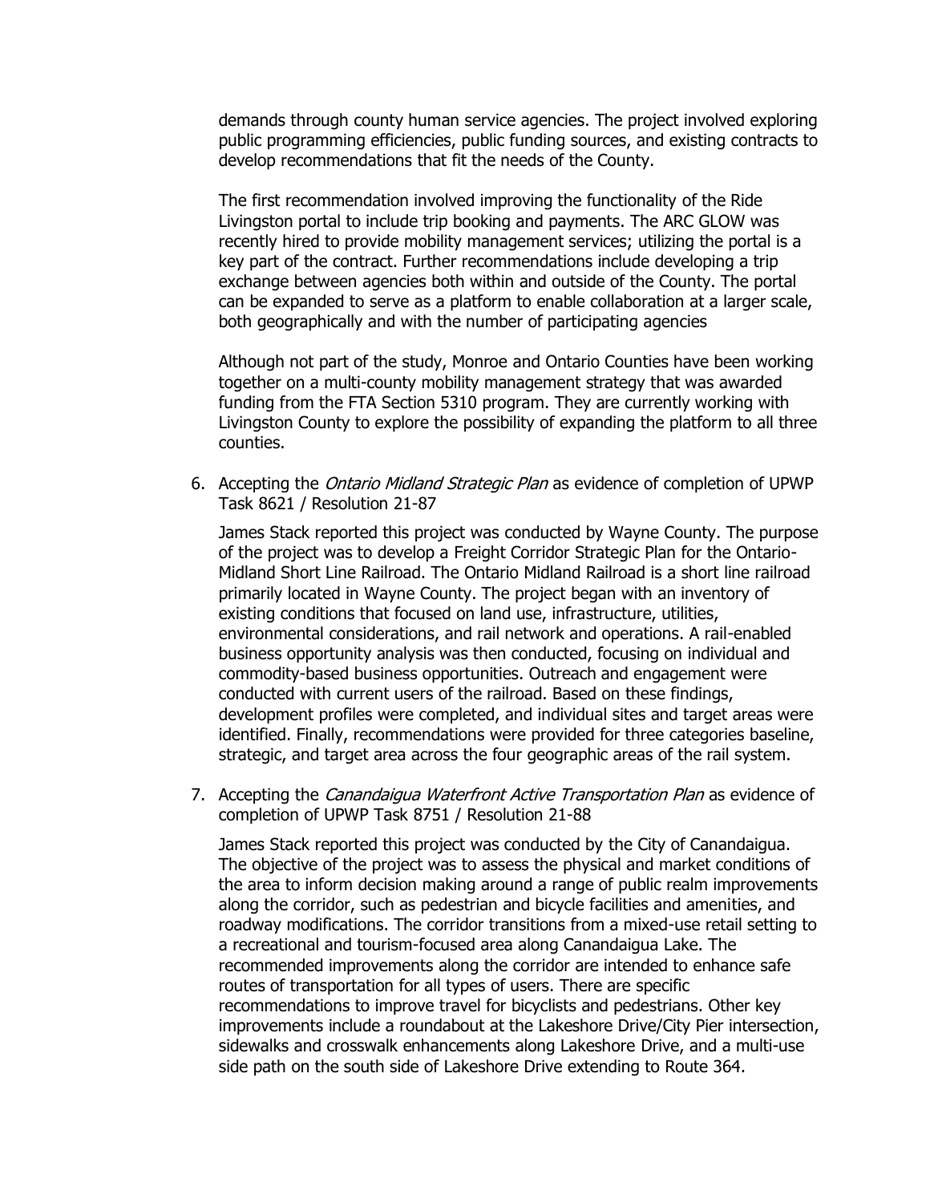demands through county human service agencies. The project involved exploring public programming efficiencies, public funding sources, and existing contracts to develop recommendations that fit the needs of the County.

The first recommendation involved improving the functionality of the Ride Livingston portal to include trip booking and payments. The ARC GLOW was recently hired to provide mobility management services; utilizing the portal is a key part of the contract. Further recommendations include developing a trip exchange between agencies both within and outside of the County. The portal can be expanded to serve as a platform to enable collaboration at a larger scale, both geographically and with the number of participating agencies

Although not part of the study, Monroe and Ontario Counties have been working together on a multi-county mobility management strategy that was awarded funding from the FTA Section 5310 program. They are currently working with Livingston County to explore the possibility of expanding the platform to all three counties.

6. Accepting the *Ontario Midland Strategic Plan* as evidence of completion of UPWP Task 8621 / Resolution 21-87

   James Stack reported this project was conducted by Wayne County. The purpose of the project was to develop a Freight Corridor Strategic Plan for the Ontario-Midland Short Line Railroad. The Ontario Midland Railroad is a short line railroad primarily located in Wayne County. The project began with an inventory of existing conditions that focused on land use, infrastructure, utilities, environmental considerations, and rail network and operations. A rail-enabled business opportunity analysis was then conducted, focusing on individual and commodity-based business opportunities. Outreach and engagement were conducted with current users of the railroad. Based on these findings, development profiles were completed, and individual sites and target areas were identified. Finally, recommendations were provided for three categories baseline, strategic, and target area across the four geographic areas of the rail system.

7. Accepting the *Canandaigua Waterfront Active Transportation Plan* as evidence of completion of UPWP Task 8751 / Resolution 21-88

   James Stack reported this project was conducted by the City of Canandaigua. The objective of the project was to assess the physical and market conditions of the area to inform decision making around a range of public realm improvements along the corridor, such as pedestrian and bicycle facilities and amenities, and roadway modifications. The corridor transitions from a mixed-use retail setting to a recreational and tourism-focused area along Canandaigua Lake. The recommended improvements along the corridor are intended to enhance safe routes of transportation for all types of users. There are specific recommendations to improve travel for bicyclists and pedestrians. Other key improvements include a roundabout at the Lakeshore Drive/City Pier intersection, sidewalks and crosswalk enhancements along Lakeshore Drive, and a multi-use side path on the south side of Lakeshore Drive extending to Route 364.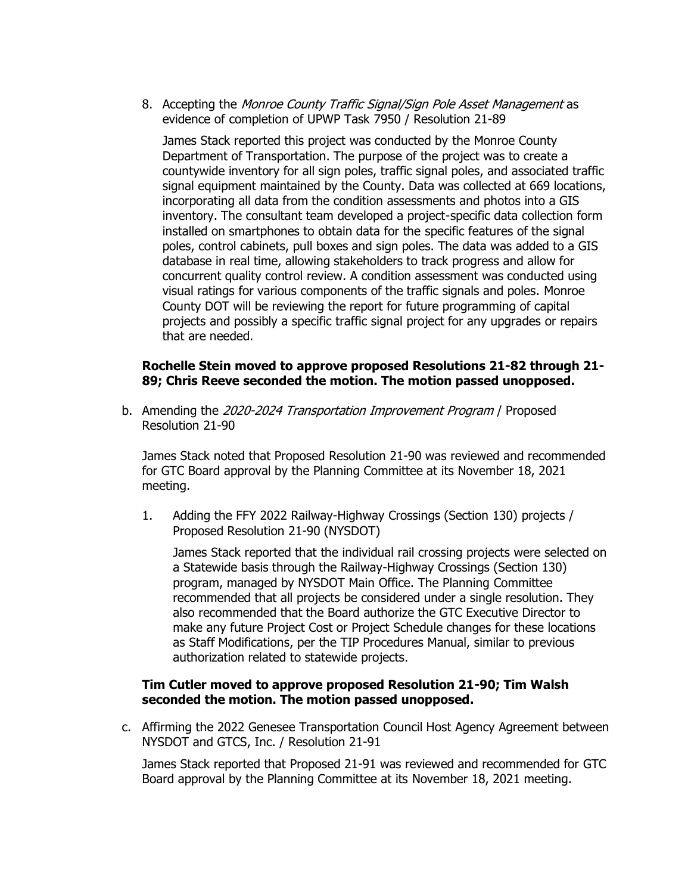8. Accepting the *Monroe County Traffic Signal/Sign Pole Asset Management* as evidence of completion of UPWP Task 7950 / Resolution 21-89

   James Stack reported this project was conducted by the Monroe County Department of Transportation. The purpose of the project was to create a countywide inventory for all sign poles, traffic signal poles, and associated traffic signal equipment maintained by the County. Data was collected at 669 locations, incorporating all data from the condition assessments and photos into a GIS inventory. The consultant team developed a project-specific data collection form installed on smartphones to obtain data for the specific features of the signal poles, control cabinets, pull boxes and sign poles. The data was added to a GIS database in real time, allowing stakeholders to track progress and allow for concurrent quality control review. A condition assessment was conducted using visual ratings for various components of the traffic signals and poles. Monroe County DOT will be reviewing the report for future programming of capital projects and possibly a specific traffic signal project for any upgrades or repairs that are needed.

**Rochelle Stein moved to approve proposed Resolutions 21-82 through 21-89; Chris Reeve seconded the motion. The motion passed unopposed.**

b. Amending the *2020-2024 Transportation Improvement Program* / Proposed Resolution 21-90

   James Stack noted that Proposed Resolution 21-90 was reviewed and recommended for GTC Board approval by the Planning Committee at its November 18, 2021 meeting.

   1. Adding the FFY 2022 Railway-Highway Crossings (Section 130) projects / Proposed Resolution 21-90 (NYSDOT)

      James Stack reported that the individual rail crossing projects were selected on a Statewide basis through the Railway-Highway Crossings (Section 130) program, managed by NYSDOT Main Office. The Planning Committee recommended that all projects be considered under a single resolution. They also recommended that the Board authorize the GTC Executive Director to make any future Project Cost or Project Schedule changes for these locations as Staff Modifications, per the TIP Procedures Manual, similar to previous authorization related to statewide projects.

**Tim Cutler moved to approve proposed Resolution 21-90; Tim Walsh seconded the motion. The motion passed unopposed.**

c. Affirming the 2022 Genesee Transportation Council Host Agency Agreement between NYSDOT and GTCS, Inc. / Resolution 21-91

   James Stack reported that Proposed 21-91 was reviewed and recommended for GTC Board approval by the Planning Committee at its November 18, 2021 meeting.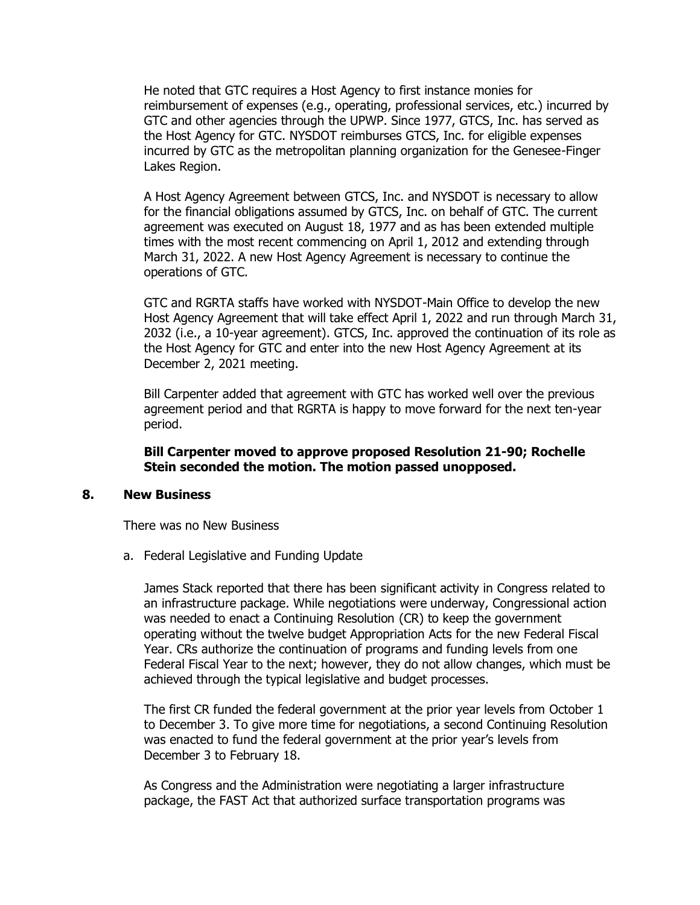He noted that GTC requires a Host Agency to first instance monies for reimbursement of expenses (e.g., operating, professional services, etc.) incurred by GTC and other agencies through the UPWP. Since 1977, GTCS, Inc. has served as the Host Agency for GTC. NYSDOT reimburses GTCS, Inc. for eligible expenses incurred by GTC as the metropolitan planning organization for the Genesee-Finger Lakes Region.

A Host Agency Agreement between GTCS, Inc. and NYSDOT is necessary to allow for the financial obligations assumed by GTCS, Inc. on behalf of GTC. The current agreement was executed on August 18, 1977 and as has been extended multiple times with the most recent commencing on April 1, 2012 and extending through March 31, 2022. A new Host Agency Agreement is necessary to continue the operations of GTC.

GTC and RGRTA staffs have worked with NYSDOT-Main Office to develop the new Host Agency Agreement that will take effect April 1, 2022 and run through March 31, 2032 (i.e., a 10-year agreement). GTCS, Inc. approved the continuation of its role as the Host Agency for GTC and enter into the new Host Agency Agreement at its December 2, 2021 meeting.

Bill Carpenter added that agreement with GTC has worked well over the previous agreement period and that RGRTA is happy to move forward for the next ten-year period.

**Bill Carpenter moved to approve proposed Resolution 21-90; Rochelle Stein seconded the motion. The motion passed unopposed.**

## 8. New Business

There was no New Business

a. Federal Legislative and Funding Update

James Stack reported that there has been significant activity in Congress related to an infrastructure package. While negotiations were underway, Congressional action was needed to enact a Continuing Resolution (CR) to keep the government operating without the twelve budget Appropriation Acts for the new Federal Fiscal Year. CRs authorize the continuation of programs and funding levels from one Federal Fiscal Year to the next; however, they do not allow changes, which must be achieved through the typical legislative and budget processes.

The first CR funded the federal government at the prior year levels from October 1 to December 3. To give more time for negotiations, a second Continuing Resolution was enacted to fund the federal government at the prior year's levels from December 3 to February 18.

As Congress and the Administration were negotiating a larger infrastructure package, the FAST Act that authorized surface transportation programs was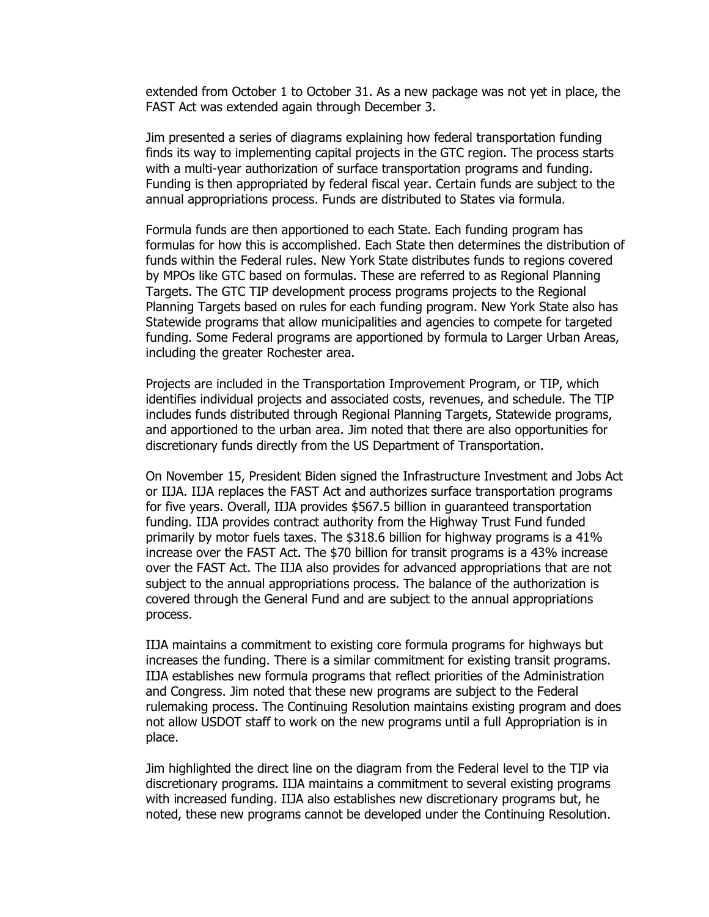extended from October 1 to October 31. As a new package was not yet in place, the FAST Act was extended again through December 3.

Jim presented a series of diagrams explaining how federal transportation funding finds its way to implementing capital projects in the GTC region. The process starts with a multi-year authorization of surface transportation programs and funding. Funding is then appropriated by federal fiscal year. Certain funds are subject to the annual appropriations process. Funds are distributed to States via formula.

Formula funds are then apportioned to each State. Each funding program has formulas for how this is accomplished. Each State then determines the distribution of funds within the Federal rules. New York State distributes funds to regions covered by MPOs like GTC based on formulas. These are referred to as Regional Planning Targets. The GTC TIP development process programs projects to the Regional Planning Targets based on rules for each funding program. New York State also has Statewide programs that allow municipalities and agencies to compete for targeted funding. Some Federal programs are apportioned by formula to Larger Urban Areas, including the greater Rochester area.

Projects are included in the Transportation Improvement Program, or TIP, which identifies individual projects and associated costs, revenues, and schedule. The TIP includes funds distributed through Regional Planning Targets, Statewide programs, and apportioned to the urban area. Jim noted that there are also opportunities for discretionary funds directly from the US Department of Transportation.

On November 15, President Biden signed the Infrastructure Investment and Jobs Act or IIJA. IIJA replaces the FAST Act and authorizes surface transportation programs for five years. Overall, IIJA provides $567.5 billion in guaranteed transportation funding. IIJA provides contract authority from the Highway Trust Fund funded primarily by motor fuels taxes. The $318.6 billion for highway programs is a 41% increase over the FAST Act. The $70 billion for transit programs is a 43% increase over the FAST Act. The IIJA also provides for advanced appropriations that are not subject to the annual appropriations process. The balance of the authorization is covered through the General Fund and are subject to the annual appropriations process.

IIJA maintains a commitment to existing core formula programs for highways but increases the funding. There is a similar commitment for existing transit programs. IIJA establishes new formula programs that reflect priorities of the Administration and Congress. Jim noted that these new programs are subject to the Federal rulemaking process. The Continuing Resolution maintains existing program and does not allow USDOT staff to work on the new programs until a full Appropriation is in place.

Jim highlighted the direct line on the diagram from the Federal level to the TIP via discretionary programs. IIJA maintains a commitment to several existing programs with increased funding. IIJA also establishes new discretionary programs but, he noted, these new programs cannot be developed under the Continuing Resolution.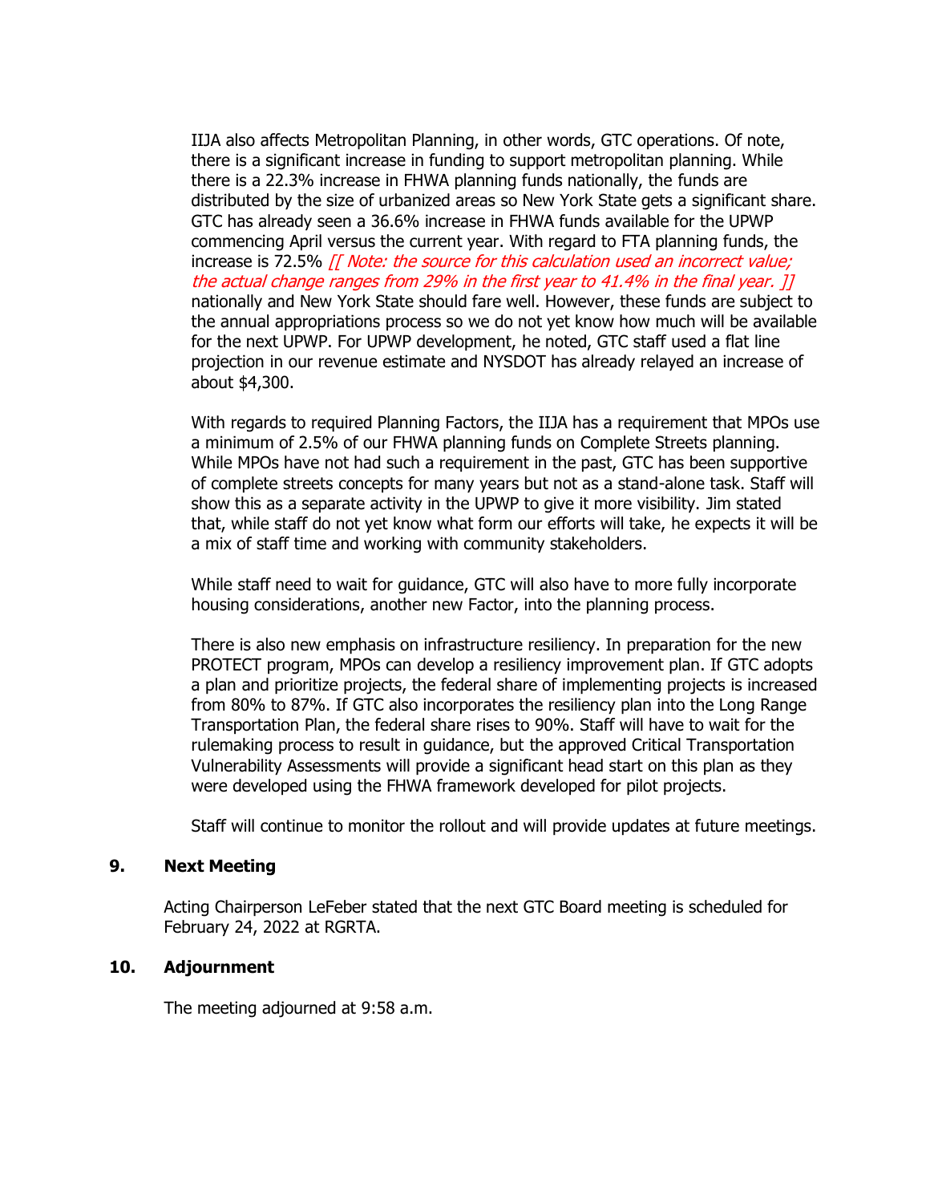IIJA also affects Metropolitan Planning, in other words, GTC operations. Of note, there is a significant increase in funding to support metropolitan planning. While there is a 22.3% increase in FHWA planning funds nationally, the funds are distributed by the size of urbanized areas so New York State gets a significant share. GTC has already seen a 36.6% increase in FHWA funds available for the UPWP commencing April versus the current year. With regard to FTA planning funds, the increase is 72.5% *[[ Note: the source for this calculation used an incorrect value; the actual change ranges from 29% in the first year to 41.4% in the final year. ]]* nationally and New York State should fare well. However, these funds are subject to the annual appropriations process so we do not yet know how much will be available for the next UPWP. For UPWP development, he noted, GTC staff used a flat line projection in our revenue estimate and NYSDOT has already relayed an increase of about $4,300.

With regards to required Planning Factors, the IIJA has a requirement that MPOs use a minimum of 2.5% of our FHWA planning funds on Complete Streets planning. While MPOs have not had such a requirement in the past, GTC has been supportive of complete streets concepts for many years but not as a stand-alone task. Staff will show this as a separate activity in the UPWP to give it more visibility. Jim stated that, while staff do not yet know what form our efforts will take, he expects it will be a mix of staff time and working with community stakeholders.

While staff need to wait for guidance, GTC will also have to more fully incorporate housing considerations, another new Factor, into the planning process.

There is also new emphasis on infrastructure resiliency. In preparation for the new PROTECT program, MPOs can develop a resiliency improvement plan. If GTC adopts a plan and prioritize projects, the federal share of implementing projects is increased from 80% to 87%. If GTC also incorporates the resiliency plan into the Long Range Transportation Plan, the federal share rises to 90%. Staff will have to wait for the rulemaking process to result in guidance, but the approved Critical Transportation Vulnerability Assessments will provide a significant head start on this plan as they were developed using the FHWA framework developed for pilot projects.

Staff will continue to monitor the rollout and will provide updates at future meetings.

## 9. Next Meeting

Acting Chairperson LeFeber stated that the next GTC Board meeting is scheduled for February 24, 2022 at RGRTA.

## 10. Adjournment

The meeting adjourned at 9:58 a.m.